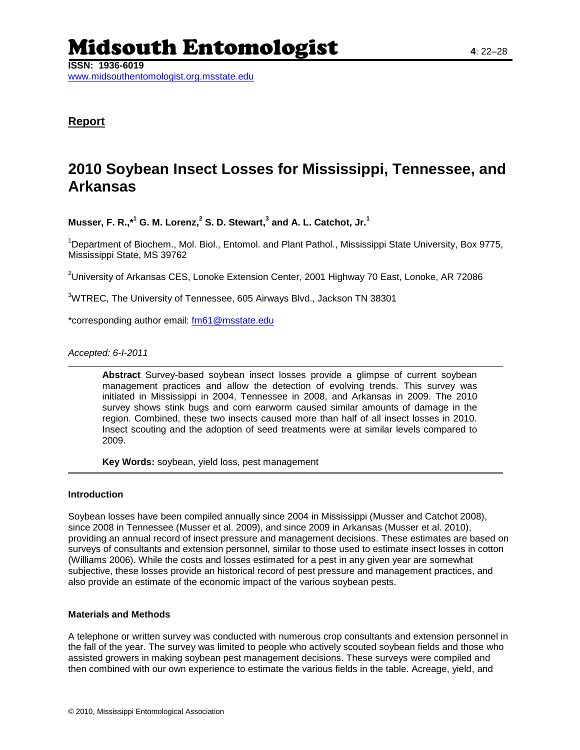## Report

# 2010 Soybean Insect Losses for Mississippi, Tennessee, and Arkansas

**Musser, F. R.,*[1] G. M. Lorenz,[2] S. D. Stewart,[3] and A. L. Catchot, Jr.[1]**

[1]Department of Biochem., Mol. Biol., Entomol. and Plant Pathol., Mississippi State University, Box 9775, Mississippi State, MS 39762

[2]University of Arkansas CES, Lonoke Extension Center, 2001 Highway 70 East, Lonoke, AR 72086

[3]WTREC, The University of Tennessee, 605 Airways Blvd., Jackson TN 38301

*corresponding author email: fm61@msstate.edu

*Accepted: 6-I-2011*

**Abstract** Survey-based soybean insect losses provide a glimpse of current soybean management practices and allow the detection of evolving trends. This survey was initiated in Mississippi in 2004, Tennessee in 2008, and Arkansas in 2009. The 2010 survey shows stink bugs and corn earworm caused similar amounts of damage in the region. Combined, these two insects caused more than half of all insect losses in 2010. Insect scouting and the adoption of seed treatments were at similar levels compared to 2009.

**Key Words:** soybean, yield loss, pest management

### Introduction

Soybean losses have been compiled annually since 2004 in Mississippi (Musser and Catchot 2008), since 2008 in Tennessee (Musser et al. 2009), and since 2009 in Arkansas (Musser et al. 2010), providing an annual record of insect pressure and management decisions. These estimates are based on surveys of consultants and extension personnel, similar to those used to estimate insect losses in cotton (Williams 2006). While the costs and losses estimated for a pest in any given year are somewhat subjective, these losses provide an historical record of pest pressure and management practices, and also provide an estimate of the economic impact of the various soybean pests.

### Materials and Methods

A telephone or written survey was conducted with numerous crop consultants and extension personnel in the fall of the year. The survey was limited to people who actively scouted soybean fields and those who assisted growers in making soybean pest management decisions. These surveys were compiled and then combined with our own experience to estimate the various fields in the table. Acreage, yield, and

© 2010, Mississippi Entomological Association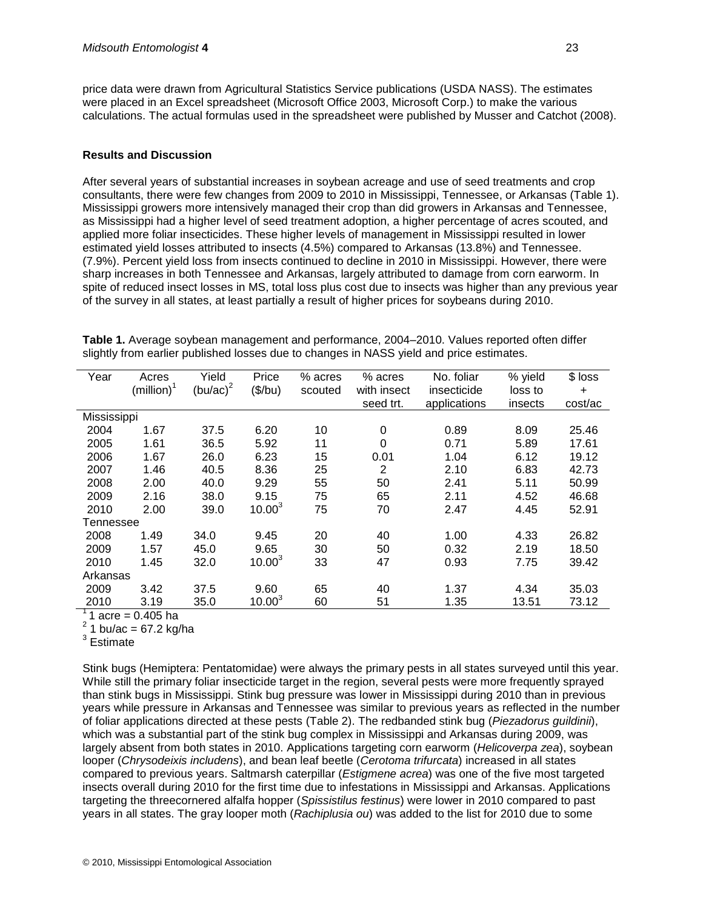price data were drawn from Agricultural Statistics Service publications (USDA NASS). The estimates were placed in an Excel spreadsheet (Microsoft Office 2003, Microsoft Corp.) to make the various calculations. The actual formulas used in the spreadsheet were published by Musser and Catchot (2008).

**Results and Discussion**

After several years of substantial increases in soybean acreage and use of seed treatments and crop consultants, there were few changes from 2009 to 2010 in Mississippi, Tennessee, or Arkansas (Table 1). Mississippi growers more intensively managed their crop than did growers in Arkansas and Tennessee, as Mississippi had a higher level of seed treatment adoption, a higher percentage of acres scouted, and applied more foliar insecticides. These higher levels of management in Mississippi resulted in lower estimated yield losses attributed to insects (4.5%) compared to Arkansas (13.8%) and Tennessee. (7.9%). Percent yield loss from insects continued to decline in 2010 in Mississippi. However, there were sharp increases in both Tennessee and Arkansas, largely attributed to damage from corn earworm. In spite of reduced insect losses in MS, total loss plus cost due to insects was higher than any previous year of the survey in all states, at least partially a result of higher prices for soybeans during 2010.

**Table 1.** Average soybean management and performance, 2004–2010. Values reported often differ slightly from earlier published losses due to changes in NASS yield and price estimates.

| Year | Acres (million)[1] | Yield (bu/ac)[2] | Price ($/bu) | % acres scouted | % acres with insect seed trt. | No. foliar insecticide applications | % yield loss to insects | $ loss + cost/ac |
|---|---|---|---|---|---|---|---|---|
| Mississippi | | | | | | | | |
| 2004 | 1.67 | 37.5 | 6.20 | 10 | 0 | 0.89 | 8.09 | 25.46 |
| 2005 | 1.61 | 36.5 | 5.92 | 11 | 0 | 0.71 | 5.89 | 17.61 |
| 2006 | 1.67 | 26.0 | 6.23 | 15 | 0.01 | 1.04 | 6.12 | 19.12 |
| 2007 | 1.46 | 40.5 | 8.36 | 25 | 2 | 2.10 | 6.83 | 42.73 |
| 2008 | 2.00 | 40.0 | 9.29 | 55 | 50 | 2.41 | 5.11 | 50.99 |
| 2009 | 2.16 | 38.0 | 9.15 | 75 | 65 | 2.11 | 4.52 | 46.68 |
| 2010 | 2.00 | 39.0 | 10.00[3] | 75 | 70 | 2.47 | 4.45 | 52.91 |
| Tennessee | | | | | | | | |
| 2008 | 1.49 | 34.0 | 9.45 | 20 | 40 | 1.00 | 4.33 | 26.82 |
| 2009 | 1.57 | 45.0 | 9.65 | 30 | 50 | 0.32 | 2.19 | 18.50 |
| 2010 | 1.45 | 32.0 | 10.00[3] | 33 | 47 | 0.93 | 7.75 | 39.42 |
| Arkansas | | | | | | | | |
| 2009 | 3.42 | 37.5 | 9.60 | 65 | 40 | 1.37 | 4.34 | 35.03 |
| 2010 | 3.19 | 35.0 | 10.00[3] | 60 | 51 | 1.35 | 13.51 | 73.12 |

[1] 1 acre = 0.405 ha
[2] 1 bu/ac = 67.2 kg/ha
[3] Estimate

Stink bugs (Hemiptera: Pentatomidae) were always the primary pests in all states surveyed until this year. While still the primary foliar insecticide target in the region, several pests were more frequently sprayed than stink bugs in Mississippi. Stink bug pressure was lower in Mississippi during 2010 than in previous years while pressure in Arkansas and Tennessee was similar to previous years as reflected in the number of foliar applications directed at these pests (Table 2). The redbanded stink bug (*Piezadorus guildinii*), which was a substantial part of the stink bug complex in Mississippi and Arkansas during 2009, was largely absent from both states in 2010. Applications targeting corn earworm (*Helicoverpa zea*), soybean looper (*Chrysodeixis includens*), and bean leaf beetle (*Cerotoma trifurcata*) increased in all states compared to previous years. Saltmarsh caterpillar (*Estigmene acrea*) was one of the five most targeted insects overall during 2010 for the first time due to infestations in Mississippi and Arkansas. Applications targeting the threecornered alfalfa hopper (*Spissistilus festinus*) were lower in 2010 compared to past years in all states. The gray looper moth (*Rachiplusia ou*) was added to the list for 2010 due to some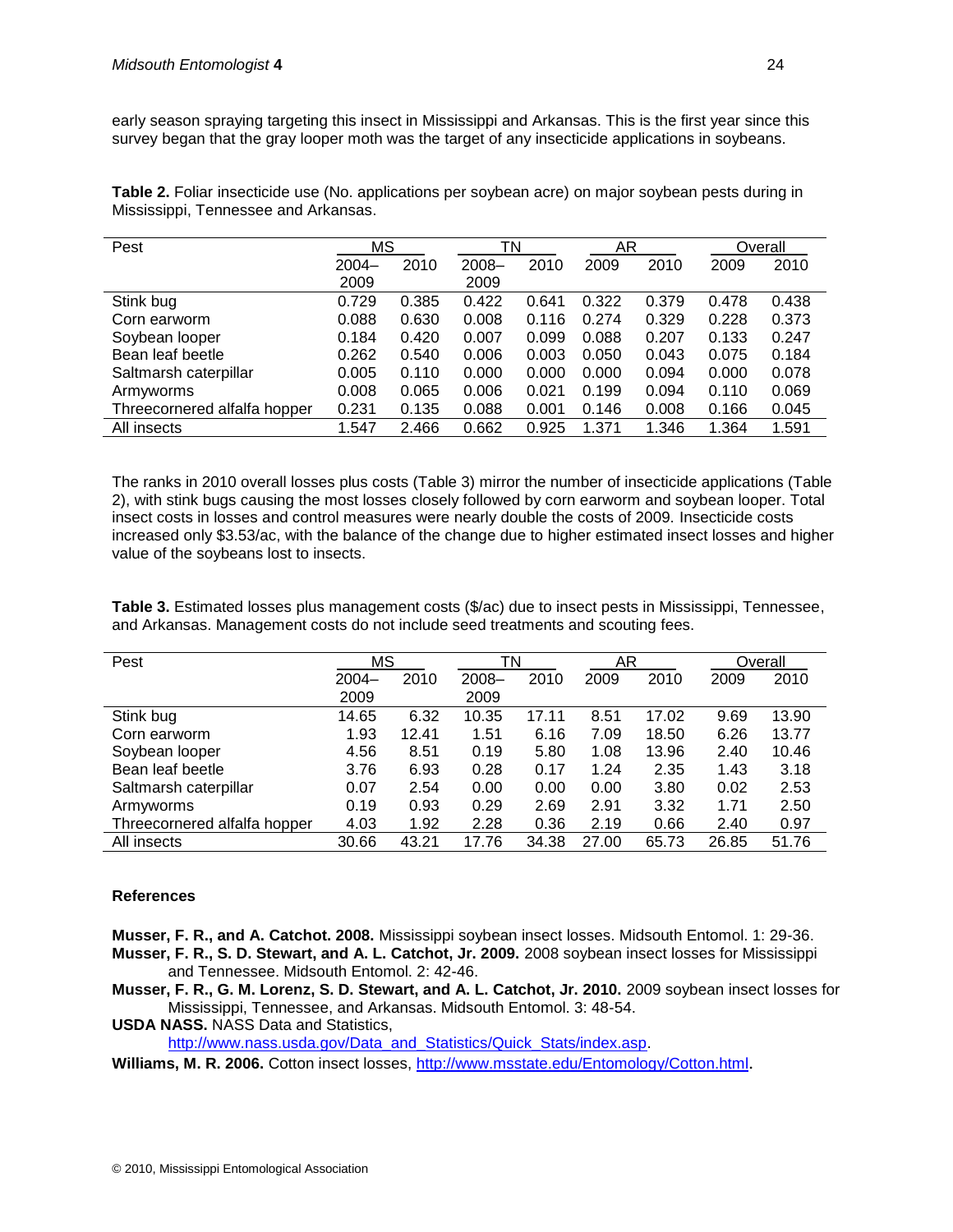early season spraying targeting this insect in Mississippi and Arkansas. This is the first year since this survey began that the gray looper moth was the target of any insecticide applications in soybeans.

**Table 2.** Foliar insecticide use (No. applications per soybean acre) on major soybean pests during in Mississippi, Tennessee and Arkansas.

| Pest | MS | | TN | | AR | | Overall | |
|---|---|---|---|---|---|---|---|---|
| | 2004–2009 | 2010 | 2008–2009 | 2010 | 2009 | 2010 | 2009 | 2010 |
| Stink bug | 0.729 | 0.385 | 0.422 | 0.641 | 0.322 | 0.379 | 0.478 | 0.438 |
| Corn earworm | 0.088 | 0.630 | 0.008 | 0.116 | 0.274 | 0.329 | 0.228 | 0.373 |
| Soybean looper | 0.184 | 0.420 | 0.007 | 0.099 | 0.088 | 0.207 | 0.133 | 0.247 |
| Bean leaf beetle | 0.262 | 0.540 | 0.006 | 0.003 | 0.050 | 0.043 | 0.075 | 0.184 |
| Saltmarsh caterpillar | 0.005 | 0.110 | 0.000 | 0.000 | 0.000 | 0.094 | 0.000 | 0.078 |
| Armyworms | 0.008 | 0.065 | 0.006 | 0.021 | 0.199 | 0.094 | 0.110 | 0.069 |
| Threecornered alfalfa hopper | 0.231 | 0.135 | 0.088 | 0.001 | 0.146 | 0.008 | 0.166 | 0.045 |
| All insects | 1.547 | 2.466 | 0.662 | 0.925 | 1.371 | 1.346 | 1.364 | 1.591 |

The ranks in 2010 overall losses plus costs (Table 3) mirror the number of insecticide applications (Table 2), with stink bugs causing the most losses closely followed by corn earworm and soybean looper. Total insect costs in losses and control measures were nearly double the costs of 2009. Insecticide costs increased only $3.53/ac, with the balance of the change due to higher estimated insect losses and higher value of the soybeans lost to insects.

**Table 3.** Estimated losses plus management costs ($/ac) due to insect pests in Mississippi, Tennessee, and Arkansas. Management costs do not include seed treatments and scouting fees.

| Pest | MS | | TN | | AR | | Overall | |
|---|---|---|---|---|---|---|---|---|
| | 2004–2009 | 2010 | 2008–2009 | 2010 | 2009 | 2010 | 2009 | 2010 |
| Stink bug | 14.65 | 6.32 | 10.35 | 17.11 | 8.51 | 17.02 | 9.69 | 13.90 |
| Corn earworm | 1.93 | 12.41 | 1.51 | 6.16 | 7.09 | 18.50 | 6.26 | 13.77 |
| Soybean looper | 4.56 | 8.51 | 0.19 | 5.80 | 1.08 | 13.96 | 2.40 | 10.46 |
| Bean leaf beetle | 3.76 | 6.93 | 0.28 | 0.17 | 1.24 | 2.35 | 1.43 | 3.18 |
| Saltmarsh caterpillar | 0.07 | 2.54 | 0.00 | 0.00 | 0.00 | 3.80 | 0.02 | 2.53 |
| Armyworms | 0.19 | 0.93 | 0.29 | 2.69 | 2.91 | 3.32 | 1.71 | 2.50 |
| Threecornered alfalfa hopper | 4.03 | 1.92 | 2.28 | 0.36 | 2.19 | 0.66 | 2.40 | 0.97 |
| All insects | 30.66 | 43.21 | 17.76 | 34.38 | 27.00 | 65.73 | 26.85 | 51.76 |

## References

**Musser, F. R., and A. Catchot. 2008.** Mississippi soybean insect losses. Midsouth Entomol. 1: 29-36.

**Musser, F. R., S. D. Stewart, and A. L. Catchot, Jr. 2009.** 2008 soybean insect losses for Mississippi and Tennessee. Midsouth Entomol. 2: 42-46.

**Musser, F. R., G. M. Lorenz, S. D. Stewart, and A. L. Catchot, Jr. 2010.** 2009 soybean insect losses for Mississippi, Tennessee, and Arkansas. Midsouth Entomol. 3: 48-54.

**USDA NASS.** NASS Data and Statistics, http://www.nass.usda.gov/Data_and_Statistics/Quick_Stats/index.asp.

**Williams, M. R. 2006.** Cotton insect losses, http://www.msstate.edu/Entomology/Cotton.html.

© 2010, Mississippi Entomological Association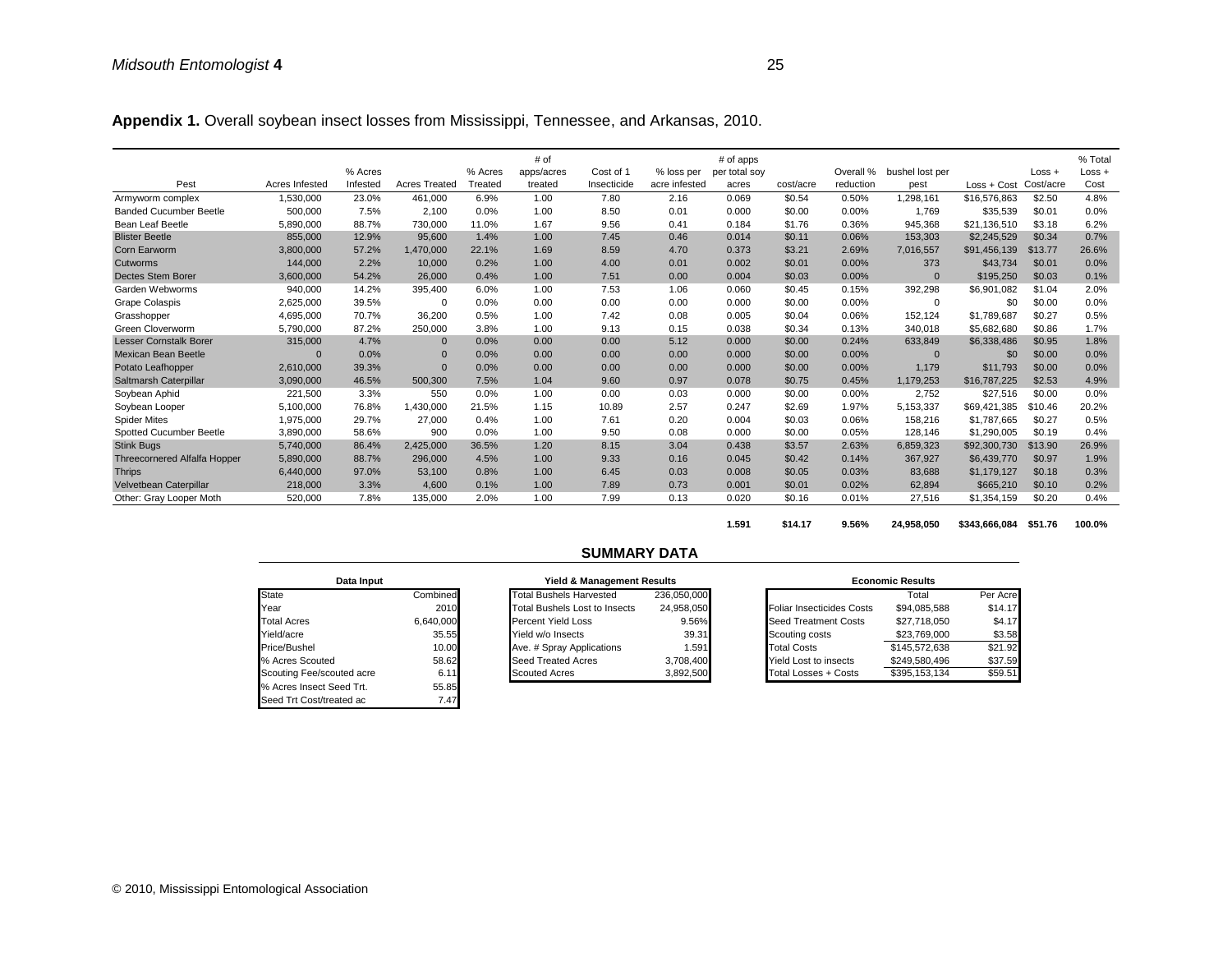**Appendix 1.** Overall soybean insect losses from Mississippi, Tennessee, and Arkansas, 2010.

| Pest | Acres Infested | % Acres Infested | Acres Treated | % Acres Treated | # of apps/acres treated | Cost of 1 Insecticide | % loss per acre infested | # of apps per total soy acres | cost/acre | Overall % reduction | bushel lost per pest | Loss + Cost | Loss + Cost/acre | % Total Loss + Cost |
|---|---|---|---|---|---|---|---|---|---|---|---|---|---|---|
| Armyworm complex | 1,530,000 | 23.0% | 461,000 | 6.9% | 1.00 | 7.80 | 2.16 | 0.069 | $0.54 | 0.50% | 1,298,161 | $16,576,863 | $2.50 | 4.8% |
| Banded Cucumber Beetle | 500,000 | 7.5% | 2,100 | 0.0% | 1.00 | 8.50 | 0.01 | 0.000 | $0.00 | 0.00% | 1,769 | $35,539 | $0.01 | 0.0% |
| Bean Leaf Beetle | 5,890,000 | 88.7% | 730,000 | 11.0% | 1.67 | 9.56 | 0.41 | 0.184 | $1.76 | 0.36% | 945,368 | $21,136,510 | $3.18 | 6.2% |
| Blister Beetle | 855,000 | 12.9% | 95,600 | 1.4% | 1.00 | 7.45 | 0.46 | 0.014 | $0.11 | 0.06% | 153,303 | $2,245,529 | $0.34 | 0.7% |
| Corn Earworm | 3,800,000 | 57.2% | 1,470,000 | 22.1% | 1.69 | 8.59 | 4.70 | 0.373 | $3.21 | 2.69% | 7,016,557 | $91,456,139 | $13.77 | 26.6% |
| Cutworms | 144,000 | 2.2% | 10,000 | 0.2% | 1.00 | 4.00 | 0.01 | 0.002 | $0.01 | 0.00% | 373 | $43,734 | $0.01 | 0.0% |
| Dectes Stem Borer | 3,600,000 | 54.2% | 26,000 | 0.4% | 1.00 | 7.51 | 0.00 | 0.004 | $0.03 | 0.00% | 0 | $195,250 | $0.03 | 0.1% |
| Garden Webworms | 940,000 | 14.2% | 395,400 | 6.0% | 1.00 | 7.53 | 1.06 | 0.060 | $0.45 | 0.15% | 392,298 | $6,901,082 | $1.04 | 2.0% |
| Grape Colaspis | 2,625,000 | 39.5% | 0 | 0.0% | 0.00 | 0.00 | 0.00 | 0.000 | $0.00 | 0.00% | 0 | $0 | $0.00 | 0.0% |
| Grasshopper | 4,695,000 | 70.7% | 36,200 | 0.5% | 1.00 | 7.42 | 0.08 | 0.005 | $0.04 | 0.06% | 152,124 | $1,789,687 | $0.27 | 0.5% |
| Green Cloverworm | 5,790,000 | 87.2% | 250,000 | 3.8% | 1.00 | 9.13 | 0.15 | 0.038 | $0.34 | 0.13% | 340,018 | $5,682,680 | $0.86 | 1.7% |
| Lesser Cornstalk Borer | 315,000 | 4.7% | 0 | 0.0% | 0.00 | 0.00 | 5.12 | 0.000 | $0.00 | 0.24% | 633,849 | $6,338,486 | $0.95 | 1.8% |
| Mexican Bean Beetle | 0 | 0.0% | 0 | 0.0% | 0.00 | 0.00 | 0.00 | 0.000 | $0.00 | 0.00% | 0 | $0 | $0.00 | 0.0% |
| Potato Leafhopper | 2,610,000 | 39.3% | 0 | 0.0% | 0.00 | 0.00 | 0.00 | 0.000 | $0.00 | 0.00% | 1,179 | $11,793 | $0.00 | 0.0% |
| Saltmarsh Caterpillar | 3,090,000 | 46.5% | 500,300 | 7.5% | 1.04 | 9.60 | 0.97 | 0.078 | $0.75 | 0.45% | 1,179,253 | $16,787,225 | $2.53 | 4.9% |
| Soybean Aphid | 221,500 | 3.3% | 550 | 0.0% | 1.00 | 0.00 | 0.03 | 0.000 | $0.00 | 0.00% | 2,752 | $27,516 | $0.00 | 0.0% |
| Soybean Looper | 5,100,000 | 76.8% | 1,430,000 | 21.5% | 1.15 | 10.89 | 2.57 | 0.247 | $2.69 | 1.97% | 5,153,337 | $69,421,385 | $10.46 | 20.2% |
| Spider Mites | 1,975,000 | 29.7% | 27,000 | 0.4% | 1.00 | 7.61 | 0.20 | 0.004 | $0.03 | 0.06% | 158,216 | $1,787,665 | $0.27 | 0.5% |
| Spotted Cucumber Beetle | 3,890,000 | 58.6% | 900 | 0.0% | 1.00 | 9.50 | 0.08 | 0.000 | $0.00 | 0.05% | 128,146 | $1,290,005 | $0.19 | 0.4% |
| Stink Bugs | 5,740,000 | 86.4% | 2,425,000 | 36.5% | 1.20 | 8.15 | 3.04 | 0.438 | $3.57 | 2.63% | 6,859,323 | $92,300,730 | $13.90 | 26.9% |
| Threecornered Alfalfa Hopper | 5,890,000 | 88.7% | 296,000 | 4.5% | 1.00 | 9.33 | 0.16 | 0.045 | $0.42 | 0.14% | 367,927 | $6,439,770 | $0.97 | 1.9% |
| Thrips | 6,440,000 | 97.0% | 53,100 | 0.8% | 1.00 | 6.45 | 0.03 | 0.008 | $0.05 | 0.03% | 83,688 | $1,179,127 | $0.18 | 0.3% |
| Velvetbean Caterpillar | 218,000 | 3.3% | 4,600 | 0.1% | 1.00 | 7.89 | 0.73 | 0.001 | $0.01 | 0.02% | 62,894 | $665,210 | $0.10 | 0.2% |
| Other: Gray Looper Moth | 520,000 | 7.8% | 135,000 | 2.0% | 1.00 | 7.99 | 0.13 | 0.020 | $0.16 | 0.01% | 27,516 | $1,354,159 | $0.20 | 0.4% |
| | | | | | | | | **1.591** | **$14.17** | **9.56%** | **24,958,050** | **$343,666,084** | **$51.76** | **100.0%** |

## SUMMARY DATA

| Data Input | |
|---|---|
| State | Combined |
| Year | 2010 |
| Total Acres | 6,640,000 |
| Yield/acre | 35.55 |
| Price/Bushel | 10.00 |
| % Acres Scouted | 58.62 |
| Scouting Fee/scouted acre | 6.11 |
| % Acres Insect Seed Trt. | 55.85 |
| Seed Trt Cost/treated ac | 7.47 |

| Yield & Management Results | |
|---|---|
| Total Bushels Harvested | 236,050,000 |
| Total Bushels Lost to Insects | 24,958,050 |
| Percent Yield Loss | 9.56% |
| Yield w/o Insects | 39.31 |
| Ave. # Spray Applications | 1.591 |
| Seed Treated Acres | 3,708,400 |
| Scouted Acres | 3,892,500 |

| Economic Results | Total | Per Acre |
|---|---|---|
| Foliar Insecticides Costs | $94,085,588 | $14.17 |
| Seed Treatment Costs | $27,718,050 | $4.17 |
| Scouting costs | $23,769,000 | $3.58 |
| Total Costs | $145,572,638 | $21.92 |
| Yield Lost to insects | $249,580,496 | $37.59 |
| Total Losses + Costs | $395,153,134 | $59.51 |

© 2010, Mississippi Entomological Association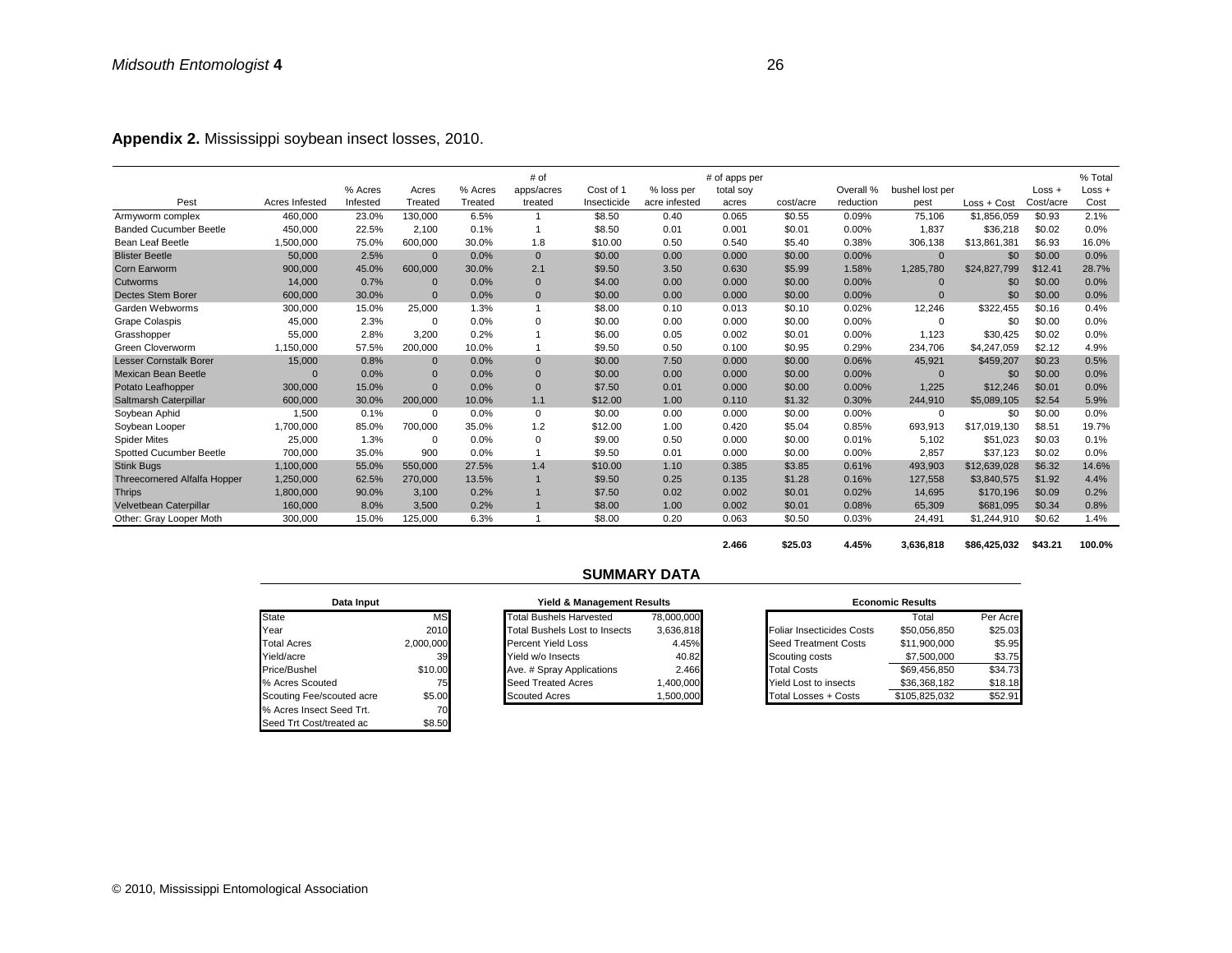**Appendix 2.** Mississippi soybean insect losses, 2010.

| Pest | Acres Infested | % Acres Infested | Acres Treated | % Acres Treated | # of apps/acres treated | Cost of 1 Insecticide | % loss per acre infested | # of apps per total soy acres | cost/acre | Overall % reduction | bushel lost per pest | Loss + Cost | Loss + Cost/acre | % Total Loss + Cost |
|---|---|---|---|---|---|---|---|---|---|---|---|---|---|---|
| Armyworm complex | 460,000 | 23.0% | 130,000 | 6.5% | 1 | $8.50 | 0.40 | 0.065 | $0.55 | 0.09% | 75,106 | $1,856,059 | $0.93 | 2.1% |
| Banded Cucumber Beetle | 450,000 | 22.5% | 2,100 | 0.1% | 1 | $8.50 | 0.01 | 0.001 | $0.01 | 0.00% | 1,837 | $36,218 | $0.02 | 0.0% |
| Bean Leaf Beetle | 1,500,000 | 75.0% | 600,000 | 30.0% | 1.8 | $10.00 | 0.50 | 0.540 | $5.40 | 0.38% | 306,138 | $13,861,381 | $6.93 | 16.0% |
| Blister Beetle | 50,000 | 2.5% | 0 | 0.0% | 0 | $0.00 | 0.00 | 0.000 | $0.00 | 0.00% | 0 | $0 | $0.00 | 0.0% |
| Corn Earworm | 900,000 | 45.0% | 600,000 | 30.0% | 2.1 | $9.50 | 3.50 | 0.630 | $5.99 | 1.58% | 1,285,780 | $24,827,799 | $12.41 | 28.7% |
| Cutworms | 14,000 | 0.7% | 0 | 0.0% | 0 | $4.00 | 0.00 | 0.000 | $0.00 | 0.00% | 0 | $0 | $0.00 | 0.0% |
| Dectes Stem Borer | 600,000 | 30.0% | 0 | 0.0% | 0 | $0.00 | 0.00 | 0.000 | $0.00 | 0.00% | 0 | $0 | $0.00 | 0.0% |
| Garden Webworms | 300,000 | 15.0% | 25,000 | 1.3% | 1 | $8.00 | 0.10 | 0.013 | $0.10 | 0.02% | 12,246 | $322,455 | $0.16 | 0.4% |
| Grape Colaspis | 45,000 | 2.3% | 0 | 0.0% | 0 | $0.00 | 0.00 | 0.000 | $0.00 | 0.00% | 0 | $0 | $0.00 | 0.0% |
| Grasshopper | 55,000 | 2.8% | 3,200 | 0.2% | 1 | $6.00 | 0.05 | 0.002 | $0.01 | 0.00% | 1,123 | $30,425 | $0.02 | 0.0% |
| Green Cloverworm | 1,150,000 | 57.5% | 200,000 | 10.0% | 1 | $9.50 | 0.50 | 0.100 | $0.95 | 0.29% | 234,706 | $4,247,059 | $2.12 | 4.9% |
| Lesser Cornstalk Borer | 15,000 | 0.8% | 0 | 0.0% | 0 | $0.00 | 7.50 | 0.000 | $0.00 | 0.06% | 45,921 | $459,207 | $0.23 | 0.5% |
| Mexican Bean Beetle | 0 | 0.0% | 0 | 0.0% | 0 | $0.00 | 0.00 | 0.000 | $0.00 | 0.00% | 0 | $0 | $0.00 | 0.0% |
| Potato Leafhopper | 300,000 | 15.0% | 0 | 0.0% | 0 | $7.50 | 0.01 | 0.000 | $0.00 | 0.00% | 1,225 | $12,246 | $0.01 | 0.0% |
| Saltmarsh Caterpillar | 600,000 | 30.0% | 200,000 | 10.0% | 1.1 | $12.00 | 1.00 | 0.110 | $1.32 | 0.30% | 244,910 | $5,089,105 | $2.54 | 5.9% |
| Soybean Aphid | 1,500 | 0.1% | 0 | 0.0% | 0 | $0.00 | 0.00 | 0.000 | $0.00 | 0.00% | 0 | $0 | $0.00 | 0.0% |
| Soybean Looper | 1,700,000 | 85.0% | 700,000 | 35.0% | 1.2 | $12.00 | 1.00 | 0.420 | $5.04 | 0.85% | 693,913 | $17,019,130 | $8.51 | 19.7% |
| Spider Mites | 25,000 | 1.3% | 0 | 0.0% | 0 | $9.00 | 0.50 | 0.000 | $0.00 | 0.01% | 5,102 | $51,023 | $0.03 | 0.1% |
| Spotted Cucumber Beetle | 700,000 | 35.0% | 900 | 0.0% | 1 | $9.50 | 0.01 | 0.000 | $0.00 | 0.00% | 2,857 | $37,123 | $0.02 | 0.0% |
| Stink Bugs | 1,100,000 | 55.0% | 550,000 | 27.5% | 1.4 | $10.00 | 1.10 | 0.385 | $3.85 | 0.61% | 493,903 | $12,639,028 | $6.32 | 14.6% |
| Threecornered Alfalfa Hopper | 1,250,000 | 62.5% | 270,000 | 13.5% | 1 | $9.50 | 0.25 | 0.135 | $1.28 | 0.16% | 127,558 | $3,840,575 | $1.92 | 4.4% |
| Thrips | 1,800,000 | 90.0% | 3,100 | 0.2% | 1 | $7.50 | 0.02 | 0.002 | $0.01 | 0.02% | 14,695 | $170,196 | $0.09 | 0.2% |
| Velvetbean Caterpillar | 160,000 | 8.0% | 3,500 | 0.2% | 1 | $8.00 | 1.00 | 0.002 | $0.01 | 0.08% | 65,309 | $681,095 | $0.34 | 0.8% |
| Other: Gray Looper Moth | 300,000 | 15.0% | 125,000 | 6.3% | 1 | $8.00 | 0.20 | 0.063 | $0.50 | 0.03% | 24,491 | $1,244,910 | $0.62 | 1.4% |
| | | | | | | | | **2.466** | **$25.03** | **4.45%** | **3,636,818** | **$86,425,032** | **$43.21** | **100.0%** |

## SUMMARY DATA

| Data Input | |
|---|---|
| State | MS |
| Year | 2010 |
| Total Acres | 2,000,000 |
| Yield/acre | 39 |
| Price/Bushel | $10.00 |
| % Acres Scouted | 75 |
| Scouting Fee/scouted acre | $5.00 |
| % Acres Insect Seed Trt. | 70 |
| Seed Trt Cost/treated ac | $8.50 |

| Yield & Management Results | |
|---|---|
| Total Bushels Harvested | 78,000,000 |
| Total Bushels Lost to Insects | 3,636,818 |
| Percent Yield Loss | 4.45% |
| Yield w/o Insects | 40.82 |
| Ave. # Spray Applications | 2.466 |
| Seed Treated Acres | 1,400,000 |
| Scouted Acres | 1,500,000 |

| Economic Results | Total | Per Acre |
|---|---|---|
| Foliar Insecticides Costs | $50,056,850 | $25.03 |
| Seed Treatment Costs | $11,900,000 | $5.95 |
| Scouting costs | $7,500,000 | $3.75 |
| Total Costs | $69,456,850 | $34.73 |
| Yield Lost to insects | $36,368,182 | $18.18 |
| Total Losses + Costs | $105,825,032 | $52.91 |

© 2010, Mississippi Entomological Association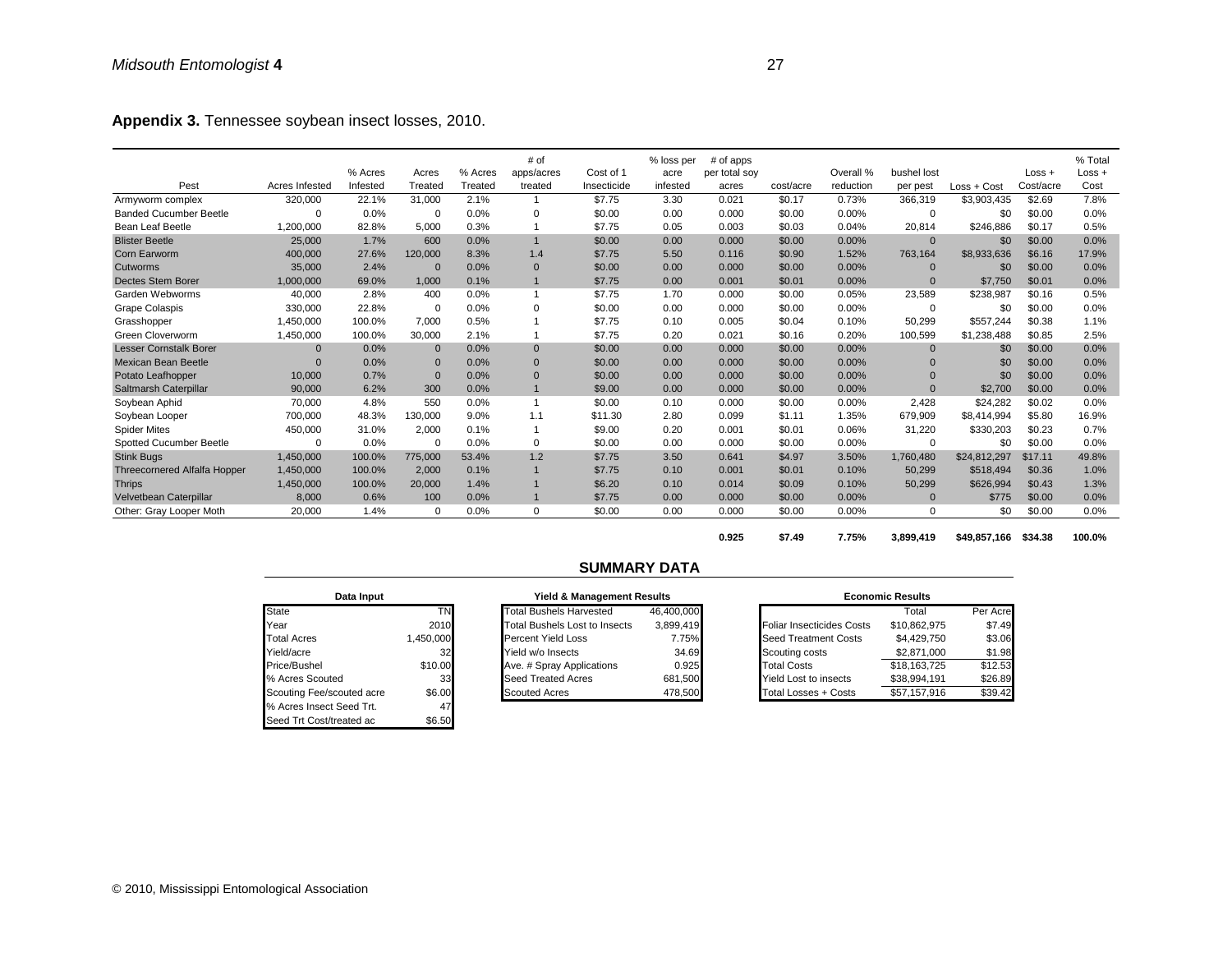**Appendix 3.** Tennessee soybean insect losses, 2010.

| Pest | Acres Infested | % Acres Infested | Acres Treated | % Acres Treated | # of apps/acres treated | Cost of 1 Insecticide | % loss per acre infested | # of apps per total soy acres | cost/acre | Overall % reduction | bushel lost per pest | Loss + Cost | Loss + Cost/acre | % Total Loss + Cost |
|---|---|---|---|---|---|---|---|---|---|---|---|---|---|---|
| Armyworm complex | 320,000 | 22.1% | 31,000 | 2.1% | 1 | $7.75 | 3.30 | 0.021 | $0.17 | 0.73% | 366,319 | $3,903,435 | $2.69 | 7.8% |
| Banded Cucumber Beetle | 0 | 0.0% | 0 | 0.0% | 0 | $0.00 | 0.00 | 0.000 | $0.00 | 0.00% | 0 | $0 | $0.00 | 0.0% |
| Bean Leaf Beetle | 1,200,000 | 82.8% | 5,000 | 0.3% | 1 | $7.75 | 0.05 | 0.003 | $0.03 | 0.04% | 20,814 | $246,886 | $0.17 | 0.5% |
| Blister Beetle | 25,000 | 1.7% | 600 | 0.0% | 1 | $0.00 | 0.00 | 0.000 | $0.00 | 0.00% | 0 | $0 | $0.00 | 0.0% |
| Corn Earworm | 400,000 | 27.6% | 120,000 | 8.3% | 1.4 | $7.75 | 5.50 | 0.116 | $0.90 | 1.52% | 763,164 | $8,933,636 | $6.16 | 17.9% |
| Cutworms | 35,000 | 2.4% | 0 | 0.0% | 0 | $0.00 | 0.00 | 0.000 | $0.00 | 0.00% | 0 | $0 | $0.00 | 0.0% |
| Dectes Stem Borer | 1,000,000 | 69.0% | 1,000 | 0.1% | 1 | $7.75 | 0.00 | 0.001 | $0.01 | 0.00% | 0 | $7,750 | $0.01 | 0.0% |
| Garden Webworms | 40,000 | 2.8% | 400 | 0.0% | 1 | $7.75 | 1.70 | 0.000 | $0.00 | 0.05% | 23,589 | $238,987 | $0.16 | 0.5% |
| Grape Colaspis | 330,000 | 22.8% | 0 | 0.0% | 0 | $0.00 | 0.00 | 0.000 | $0.00 | 0.00% | 0 | $0 | $0.00 | 0.0% |
| Grasshopper | 1,450,000 | 100.0% | 7,000 | 0.5% | 1 | $7.75 | 0.10 | 0.005 | $0.04 | 0.10% | 50,299 | $557,244 | $0.38 | 1.1% |
| Green Cloverworm | 1,450,000 | 100.0% | 30,000 | 2.1% | 1 | $7.75 | 0.20 | 0.021 | $0.16 | 0.20% | 100,599 | $1,238,488 | $0.85 | 2.5% |
| Lesser Cornstalk Borer | 0 | 0.0% | 0 | 0.0% | 0 | $0.00 | 0.00 | 0.000 | $0.00 | 0.00% | 0 | $0 | $0.00 | 0.0% |
| Mexican Bean Beetle | 0 | 0.0% | 0 | 0.0% | 0 | $0.00 | 0.00 | 0.000 | $0.00 | 0.00% | 0 | $0 | $0.00 | 0.0% |
| Potato Leafhopper | 10,000 | 0.7% | 0 | 0.0% | 0 | $0.00 | 0.00 | 0.000 | $0.00 | 0.00% | 0 | $0 | $0.00 | 0.0% |
| Saltmarsh Caterpillar | 90,000 | 6.2% | 300 | 0.0% | 1 | $9.00 | 0.00 | 0.000 | $0.00 | 0.00% | 0 | $2,700 | $0.00 | 0.0% |
| Soybean Aphid | 70,000 | 4.8% | 550 | 0.0% | 1 | $0.00 | 0.10 | 0.000 | $0.00 | 0.00% | 2,428 | $24,282 | $0.02 | 0.0% |
| Soybean Looper | 700,000 | 48.3% | 130,000 | 9.0% | 1.1 | $11.30 | 2.80 | 0.099 | $1.11 | 1.35% | 679,909 | $8,414,994 | $5.80 | 16.9% |
| Spider Mites | 450,000 | 31.0% | 2,000 | 0.1% | 1 | $9.00 | 0.20 | 0.001 | $0.01 | 0.06% | 31,220 | $330,203 | $0.23 | 0.7% |
| Spotted Cucumber Beetle | 0 | 0.0% | 0 | 0.0% | 0 | $0.00 | 0.00 | 0.000 | $0.00 | 0.00% | 0 | $0 | $0.00 | 0.0% |
| Stink Bugs | 1,450,000 | 100.0% | 775,000 | 53.4% | 1.2 | $7.75 | 3.50 | 0.641 | $4.97 | 3.50% | 1,760,480 | $24,812,297 | $17.11 | 49.8% |
| Threecornered Alfalfa Hopper | 1,450,000 | 100.0% | 2,000 | 0.1% | 1 | $7.75 | 0.10 | 0.001 | $0.01 | 0.10% | 50,299 | $518,494 | $0.36 | 1.0% |
| Thrips | 1,450,000 | 100.0% | 20,000 | 1.4% | 1 | $6.20 | 0.10 | 0.014 | $0.09 | 0.10% | 50,299 | $626,994 | $0.43 | 1.3% |
| Velvetbean Caterpillar | 8,000 | 0.6% | 100 | 0.0% | 1 | $7.75 | 0.00 | 0.000 | $0.00 | 0.00% | 0 | $775 | $0.00 | 0.0% |
| Other: Gray Looper Moth | 20,000 | 1.4% | 0 | 0.0% | 0 | $0.00 | 0.00 | 0.000 | $0.00 | 0.00% | 0 | $0 | $0.00 | 0.0% |
| | | | | | | | | 0.925 | $7.49 | 7.75% | 3,899,419 | $49,857,166 | $34.38 | 100.0% |

## SUMMARY DATA

| Data Input | |
|---|---|
| State | TN |
| Year | 2010 |
| Total Acres | 1,450,000 |
| Yield/acre | 32 |
| Price/Bushel | $10.00 |
| % Acres Scouted | 33 |
| Scouting Fee/scouted acre | $6.00 |
| % Acres Insect Seed Trt. | 47 |
| Seed Trt Cost/treated ac | $6.50 |

| Yield & Management Results | |
|---|---|
| Total Bushels Harvested | 46,400,000 |
| Total Bushels Lost to Insects | 3,899,419 |
| Percent Yield Loss | 7.75% |
| Yield w/o Insects | 34.69 |
| Ave. # Spray Applications | 0.925 |
| Seed Treated Acres | 681,500 |
| Scouted Acres | 478,500 |

| Economic Results | Total | Per Acre |
|---|---|---|
| Foliar Insecticides Costs | $10,862,975 | $7.49 |
| Seed Treatment Costs | $4,429,750 | $3.06 |
| Scouting costs | $2,871,000 | $1.98 |
| Total Costs | $18,163,725 | $12.53 |
| Yield Lost to insects | $38,994,191 | $26.89 |
| Total Losses + Costs | $57,157,916 | $39.42 |

© 2010, Mississippi Entomological Association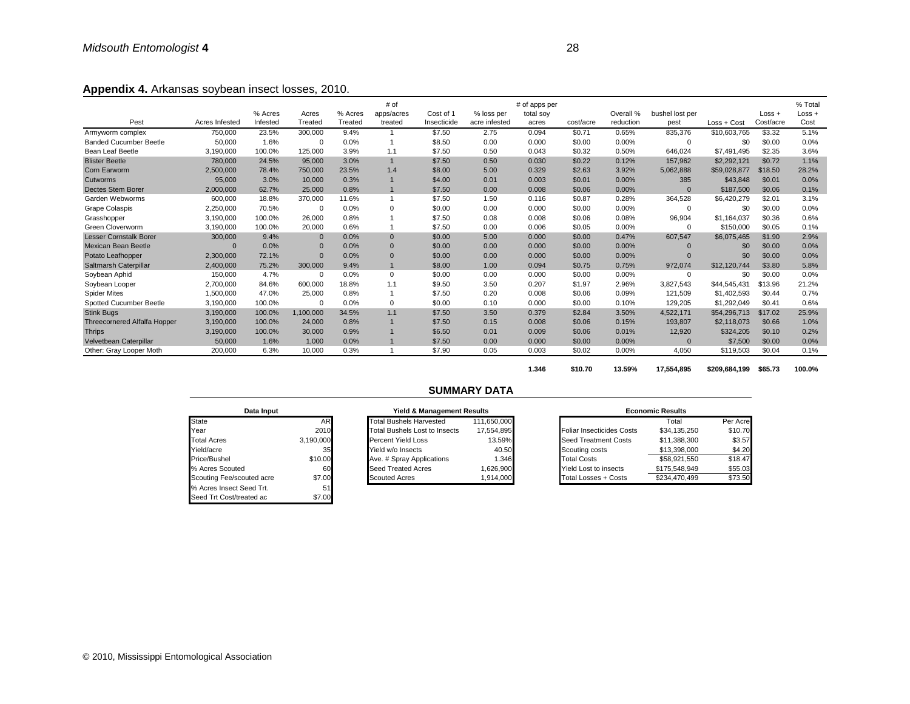**Appendix 4.** Arkansas soybean insect losses, 2010.

| Pest | Acres Infested | % Acres Infested | Acres Treated | % Acres Treated | # of apps/acres treated | Cost of 1 Insecticide | % loss per acre infested | # of apps per total soy acres | cost/acre | Overall % reduction | bushel lost per pest | Loss + Cost | Loss + Cost/acre | % Total Loss + Cost |
|---|---|---|---|---|---|---|---|---|---|---|---|---|---|---|
| Armyworm complex | 750,000 | 23.5% | 300,000 | 9.4% | 1 | $7.50 | 2.75 | 0.094 | $0.71 | 0.65% | 835,376 | $10,603,765 | $3.32 | 5.1% |
| Banded Cucumber Beetle | 50,000 | 1.6% | 0 | 0.0% | 1 | $8.50 | 0.00 | 0.000 | $0.00 | 0.00% | 0 | $0 | $0.00 | 0.0% |
| Bean Leaf Beetle | 3,190,000 | 100.0% | 125,000 | 3.9% | 1.1 | $7.50 | 0.50 | 0.043 | $0.32 | 0.50% | 646,024 | $7,491,495 | $2.35 | 3.6% |
| Blister Beetle | 780,000 | 24.5% | 95,000 | 3.0% | 1 | $7.50 | 0.50 | 0.030 | $0.22 | 0.12% | 157,962 | $2,292,121 | $0.72 | 1.1% |
| Corn Earworm | 2,500,000 | 78.4% | 750,000 | 23.5% | 1.4 | $8.00 | 5.00 | 0.329 | $2.63 | 3.92% | 5,062,888 | $59,028,877 | $18.50 | 28.2% |
| Cutworms | 95,000 | 3.0% | 10,000 | 0.3% | 1 | $4.00 | 0.01 | 0.003 | $0.01 | 0.00% | 385 | $43,848 | $0.01 | 0.0% |
| Dectes Stem Borer | 2,000,000 | 62.7% | 25,000 | 0.8% | 1 | $7.50 | 0.00 | 0.008 | $0.06 | 0.00% | 0 | $187,500 | $0.06 | 0.1% |
| Garden Webworms | 600,000 | 18.8% | 370,000 | 11.6% | 1 | $7.50 | 1.50 | 0.116 | $0.87 | 0.28% | 364,528 | $6,420,279 | $2.01 | 3.1% |
| Grape Colaspis | 2,250,000 | 70.5% | 0 | 0.0% | 0 | $0.00 | 0.00 | 0.000 | $0.00 | 0.00% | 0 | $0 | $0.00 | 0.0% |
| Grasshopper | 3,190,000 | 100.0% | 26,000 | 0.8% | 1 | $7.50 | 0.08 | 0.008 | $0.06 | 0.08% | 96,904 | $1,164,037 | $0.36 | 0.6% |
| Green Cloverworm | 3,190,000 | 100.0% | 20,000 | 0.6% | 1 | $7.50 | 0.00 | 0.006 | $0.05 | 0.00% | 0 | $150,000 | $0.05 | 0.1% |
| Lesser Cornstalk Borer | 300,000 | 9.4% | 0 | 0.0% | 0 | $0.00 | 5.00 | 0.000 | $0.00 | 0.47% | 607,547 | $6,075,465 | $1.90 | 2.9% |
| Mexican Bean Beetle | 0 | 0.0% | 0 | 0.0% | 0 | $0.00 | 0.00 | 0.000 | $0.00 | 0.00% | 0 | $0 | $0.00 | 0.0% |
| Potato Leafhopper | 2,300,000 | 72.1% | 0 | 0.0% | 0 | $0.00 | 0.00 | 0.000 | $0.00 | 0.00% | 0 | $0 | $0.00 | 0.0% |
| Saltmarsh Caterpillar | 2,400,000 | 75.2% | 300,000 | 9.4% | 1 | $8.00 | 1.00 | 0.094 | $0.75 | 0.75% | 972,074 | $12,120,744 | $3.80 | 5.8% |
| Soybean Aphid | 150,000 | 4.7% | 0 | 0.0% | 0 | $0.00 | 0.00 | 0.000 | $0.00 | 0.00% | 0 | $0 | $0.00 | 0.0% |
| Soybean Looper | 2,700,000 | 84.6% | 600,000 | 18.8% | 1.1 | $9.50 | 3.50 | 0.207 | $1.97 | 2.96% | 3,827,543 | $44,545,431 | $13.96 | 21.2% |
| Spider Mites | 1,500,000 | 47.0% | 25,000 | 0.8% | 1 | $7.50 | 0.20 | 0.008 | $0.06 | 0.09% | 121,509 | $1,402,593 | $0.44 | 0.7% |
| Spotted Cucumber Beetle | 3,190,000 | 100.0% | 0 | 0.0% | 0 | $0.00 | 0.10 | 0.000 | $0.00 | 0.10% | 129,205 | $1,292,049 | $0.41 | 0.6% |
| Stink Bugs | 3,190,000 | 100.0% | 1,100,000 | 34.5% | 1.1 | $7.50 | 3.50 | 0.379 | $2.84 | 3.50% | 4,522,171 | $54,296,713 | $17.02 | 25.9% |
| Threecornered Alfalfa Hopper | 3,190,000 | 100.0% | 24,000 | 0.8% | 1 | $7.50 | 0.15 | 0.008 | $0.06 | 0.15% | 193,807 | $2,118,073 | $0.66 | 1.0% |
| Thrips | 3,190,000 | 100.0% | 30,000 | 0.9% | 1 | $6.50 | 0.01 | 0.009 | $0.06 | 0.01% | 12,920 | $324,205 | $0.10 | 0.2% |
| Velvetbean Caterpillar | 50,000 | 1.6% | 1,000 | 0.0% | 1 | $7.50 | 0.00 | 0.000 | $0.00 | 0.00% | 0 | $7,500 | $0.00 | 0.0% |
| Other: Gray Looper Moth | 200,000 | 6.3% | 10,000 | 0.3% | 1 | $7.90 | 0.05 | 0.003 | $0.02 | 0.00% | 4,050 | $119,503 | $0.04 | 0.1% |
| | | | | | | | | **1.346** | **$10.70** | **13.59%** | **17,554,895** | **$209,684,199** | **$65.73** | **100.0%** |

## SUMMARY DATA

| Data Input | |
|---|---|
| State | AR |
| Year | 2010 |
| Total Acres | 3,190,000 |
| Yield/acre | 35 |
| Price/Bushel | $10.00 |
| % Acres Scouted | 60 |
| Scouting Fee/scouted acre | $7.00 |
| % Acres Insect Seed Trt. | 51 |
| Seed Trt Cost/treated ac | $7.00 |

| Yield & Management Results | |
|---|---|
| Total Bushels Harvested | 111,650,000 |
| Total Bushels Lost to Insects | 17,554,895 |
| Percent Yield Loss | 13.59% |
| Yield w/o Insects | 40.50 |
| Ave. # Spray Applications | 1.346 |
| Seed Treated Acres | 1,626,900 |
| Scouted Acres | 1,914,000 |

| Economic Results | Total | Per Acre |
|---|---|---|
| Foliar Insecticides Costs | $34,135,250 | $10.70 |
| Seed Treatment Costs | $11,388,300 | $3.57 |
| Scouting costs | $13,398,000 | $4.20 |
| Total Costs | $58,921,550 | $18.47 |
| Yield Lost to insects | $175,548,949 | $55.03 |
| Total Losses + Costs | $234,470,499 | $73.50 |

© 2010, Mississippi Entomological Association